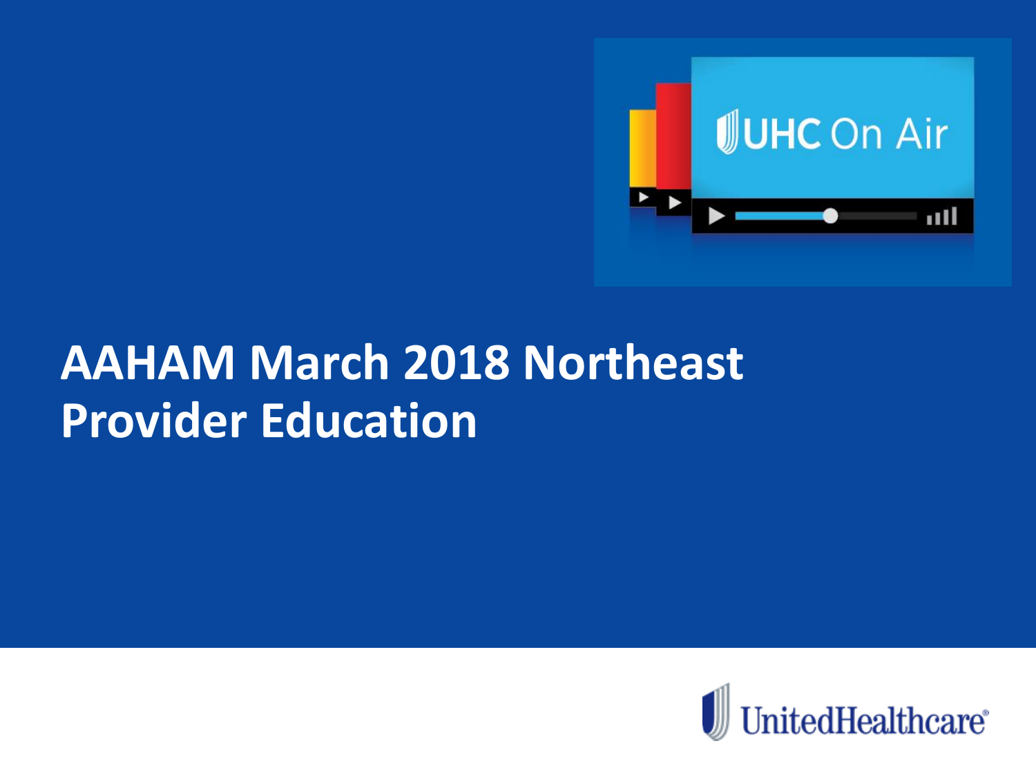UHC On Air

# AAHAM March 2018 Northeast Provider Education

UnitedHealthcare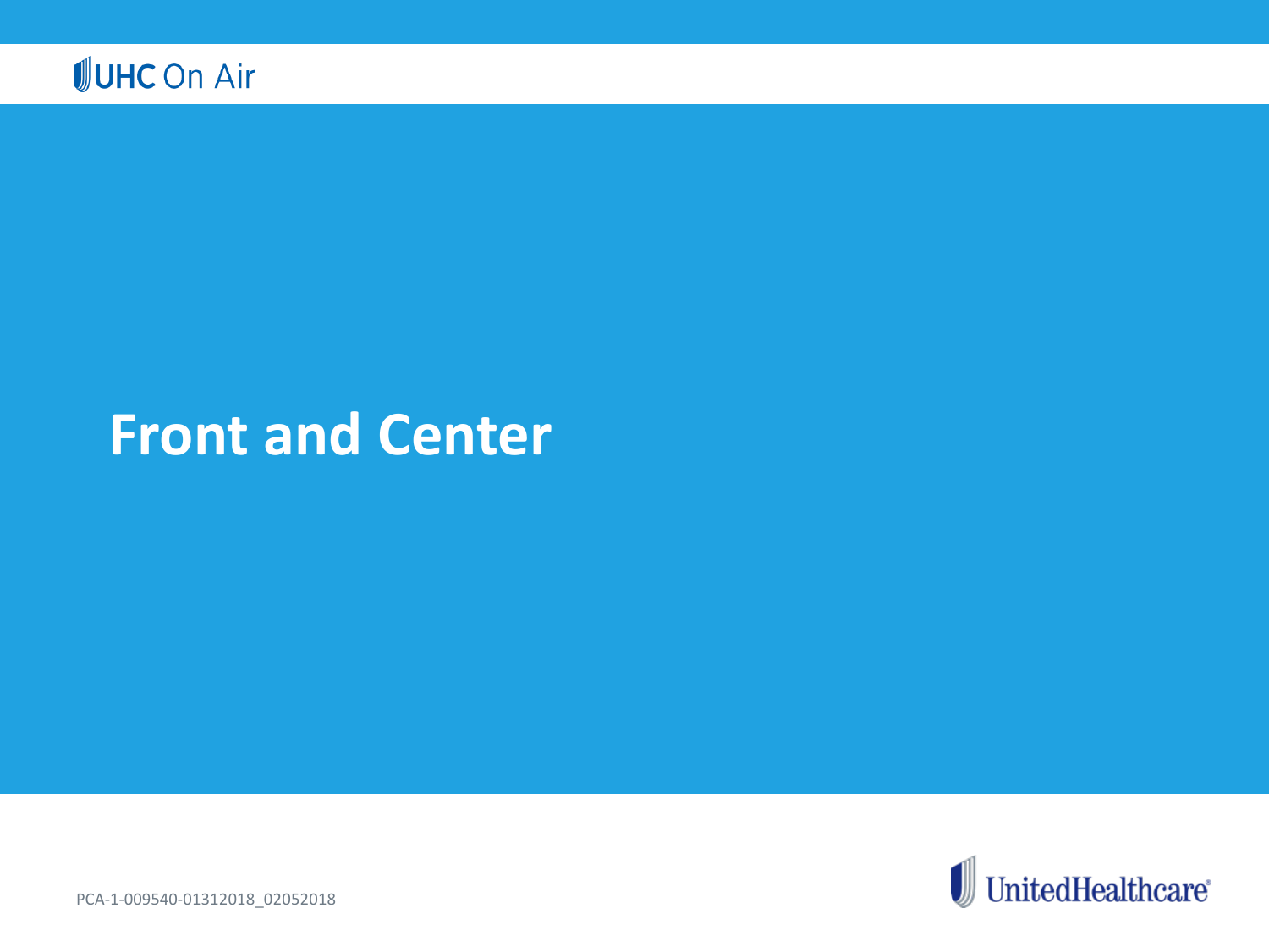# Front and Center

PCA-1-009540-01312018_02052018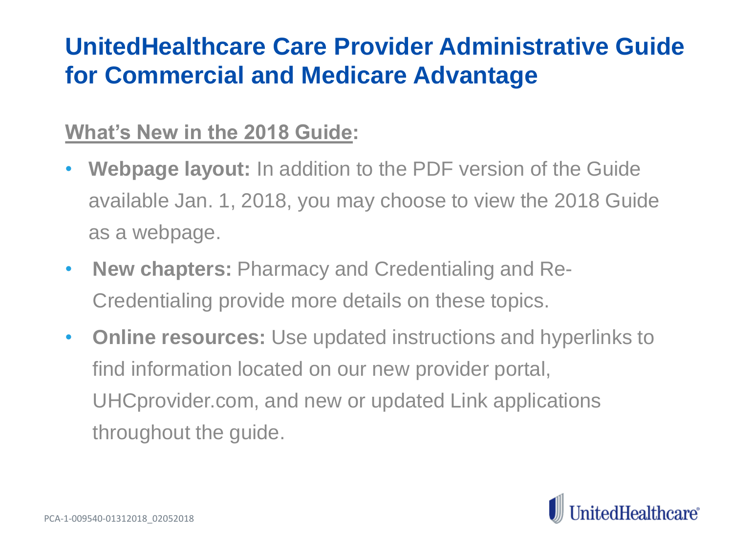# UnitedHealthcare Care Provider Administrative Guide for Commercial and Medicare Advantage

## What's New in the 2018 Guide:

- **Webpage layout:** In addition to the PDF version of the Guide available Jan. 1, 2018, you may choose to view the 2018 Guide as a webpage.
- **New chapters:** Pharmacy and Credentialing and Re-Credentialing provide more details on these topics.
- **Online resources:** Use updated instructions and hyperlinks to find information located on our new provider portal, UHCprovider.com, and new or updated Link applications throughout the guide.

PCA-1-009540-01312018_02052018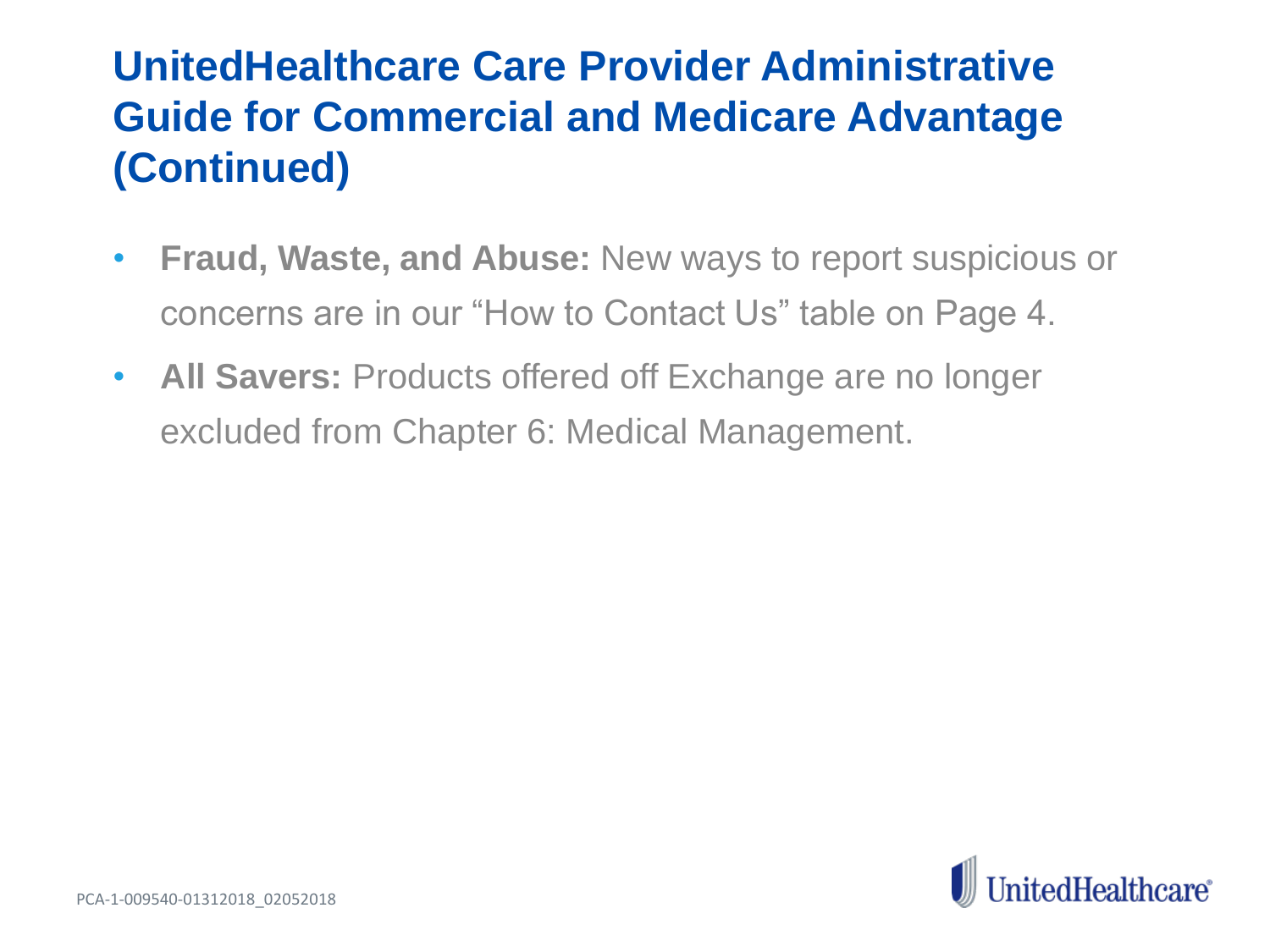# UnitedHealthcare Care Provider Administrative Guide for Commercial and Medicare Advantage (Continued)

- **Fraud, Waste, and Abuse:** New ways to report suspicious or concerns are in our "How to Contact Us" table on Page 4.
- **All Savers:** Products offered off Exchange are no longer excluded from Chapter 6: Medical Management.

PCA-1-009540-01312018_02052018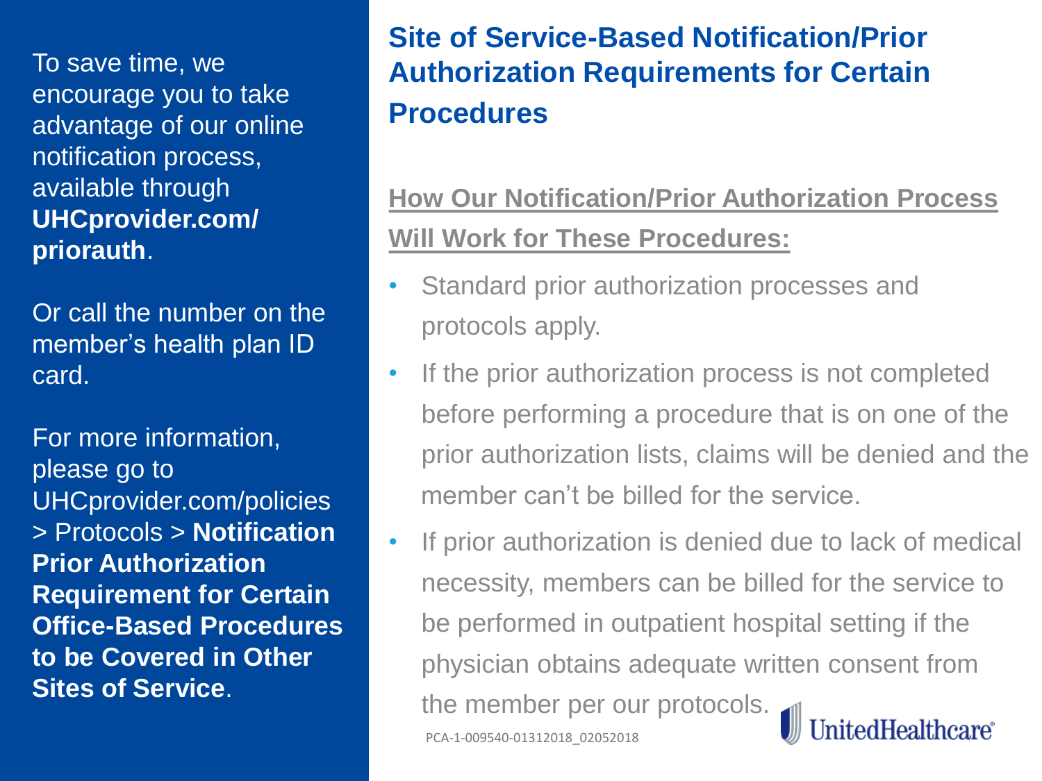To save time, we encourage you to take advantage of our online notification process, available through **UHCprovider.com/priorauth**.

Or call the number on the member's health plan ID card.

For more information, please go to UHCprovider.com/policies > Protocols > **Notification Prior Authorization Requirement for Certain Office-Based Procedures to be Covered in Other Sites of Service**.

# Site of Service-Based Notification/Prior Authorization Requirements for Certain Procedures

## How Our Notification/Prior Authorization Process Will Work for These Procedures:

- Standard prior authorization processes and protocols apply.
- If the prior authorization process is not completed before performing a procedure that is on one of the prior authorization lists, claims will be denied and the member can't be billed for the service.
- If prior authorization is denied due to lack of medical necessity, members can be billed for the service to be performed in outpatient hospital setting if the physician obtains adequate written consent from the member per our protocols.

PCA-1-009540-01312018_02052018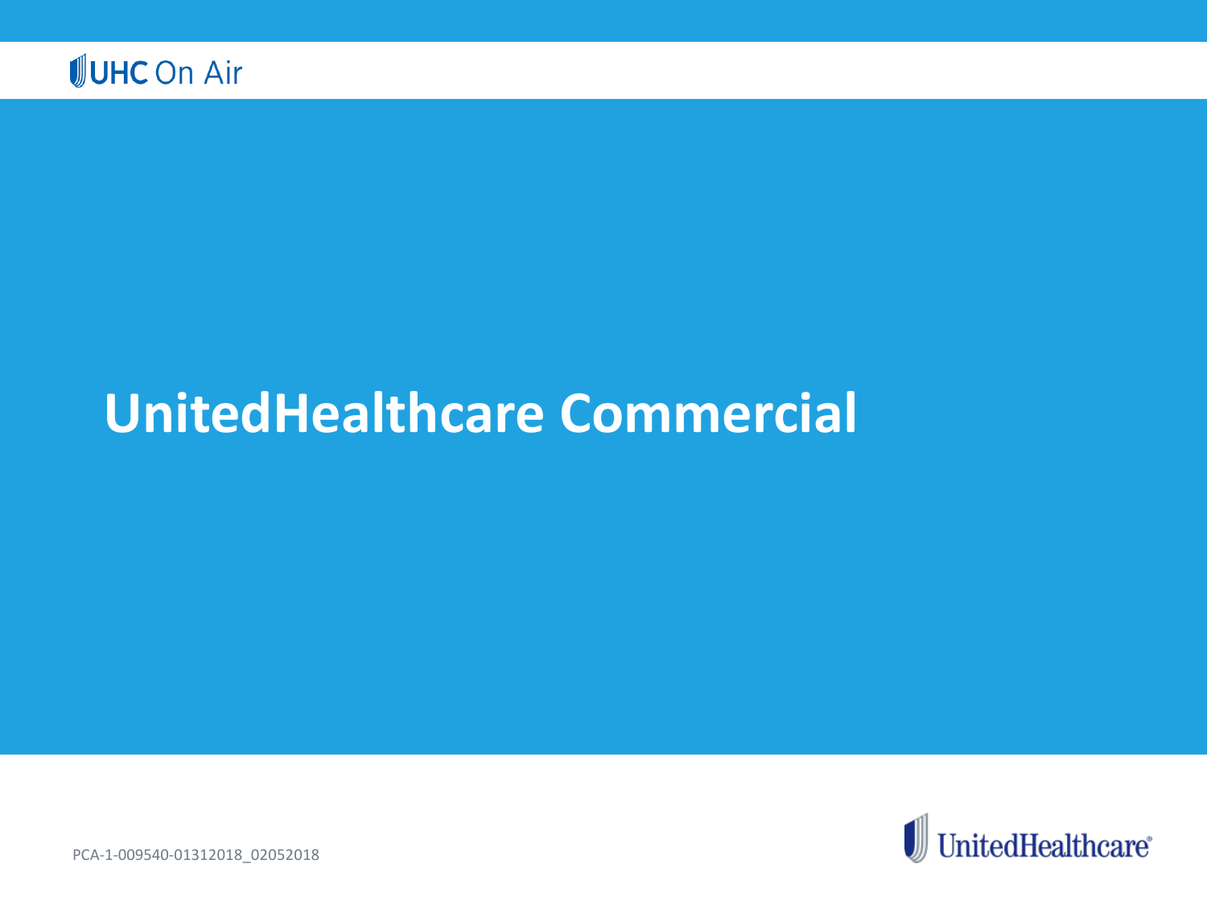# UnitedHealthcare Commercial

PCA-1-009540-01312018_02052018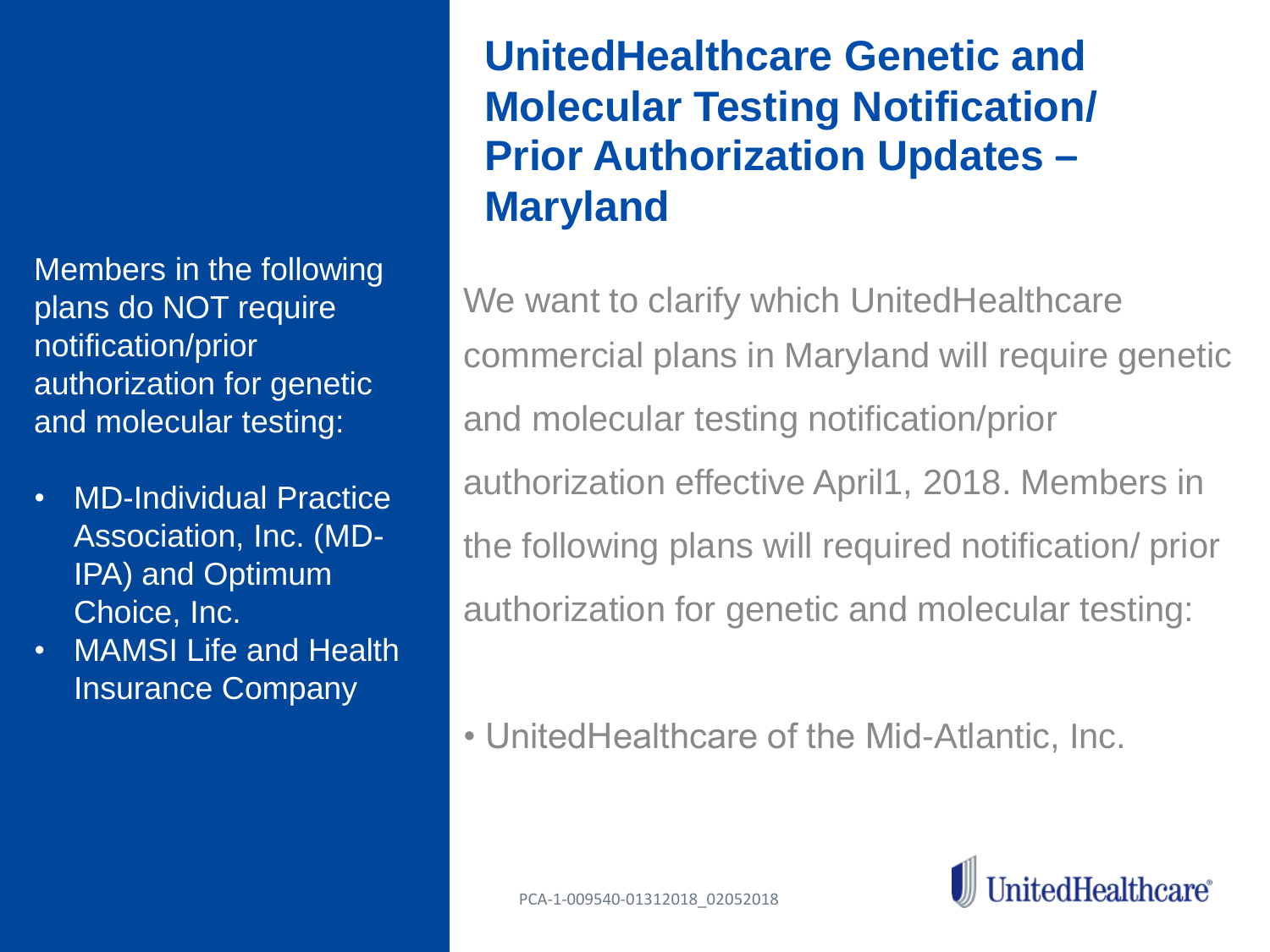# UnitedHealthcare Genetic and Molecular Testing Notification/ Prior Authorization Updates – Maryland

We want to clarify which UnitedHealthcare commercial plans in Maryland will require genetic and molecular testing notification/prior authorization effective April1, 2018. Members in the following plans will required notification/ prior authorization for genetic and molecular testing:

- UnitedHealthcare of the Mid-Atlantic, Inc.

Members in the following plans do NOT require notification/prior authorization for genetic and molecular testing:

- MD-Individual Practice Association, Inc. (MD-IPA) and Optimum Choice, Inc.
- MAMSI Life and Health Insurance Company

PCA-1-009540-01312018_02052018

UnitedHealthcare®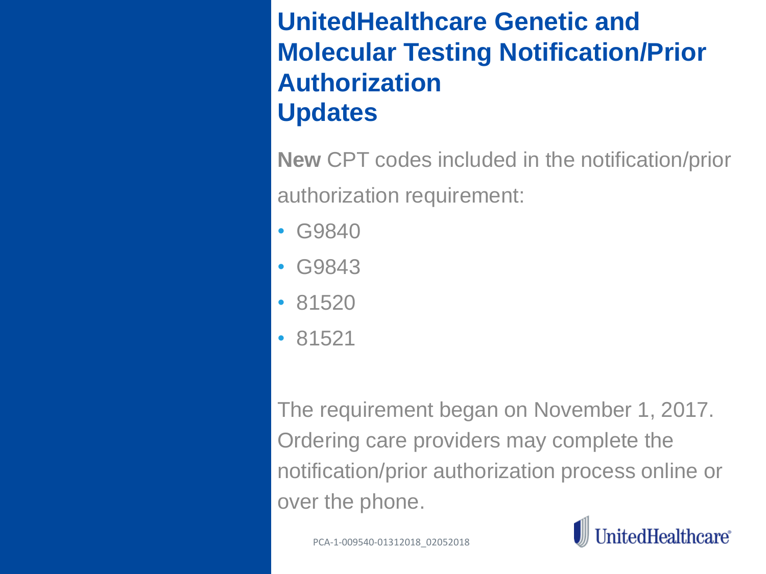# UnitedHealthcare Genetic and Molecular Testing Notification/Prior Authorization Updates

**New** CPT codes included in the notification/prior authorization requirement:

- G9840
- G9843
- 81520
- 81521

The requirement began on November 1, 2017. Ordering care providers may complete the notification/prior authorization process online or over the phone.

PCA-1-009540-01312018_02052018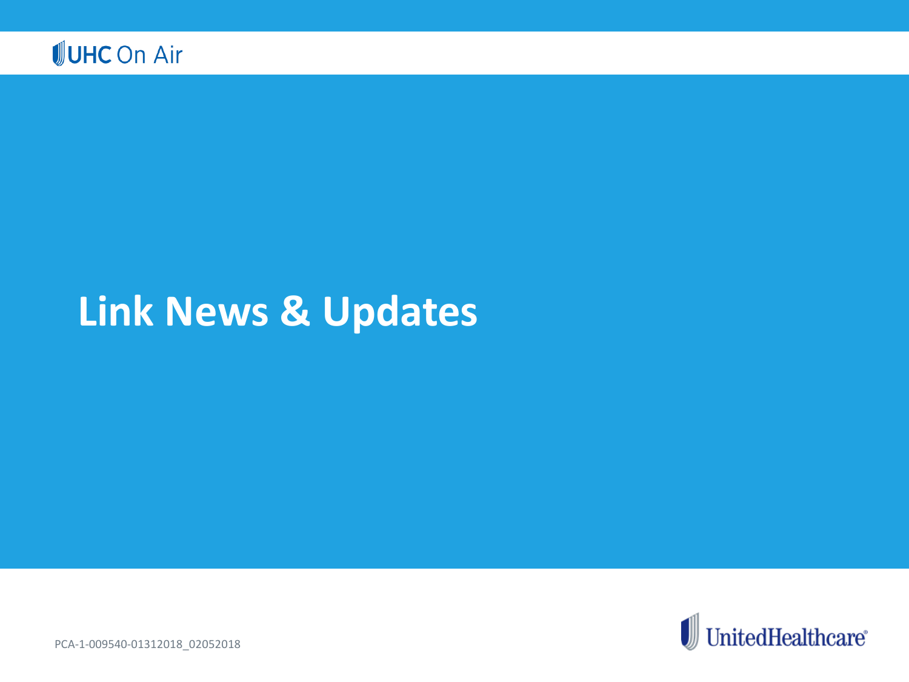# Link News & Updates

PCA-1-009540-01312018_02052018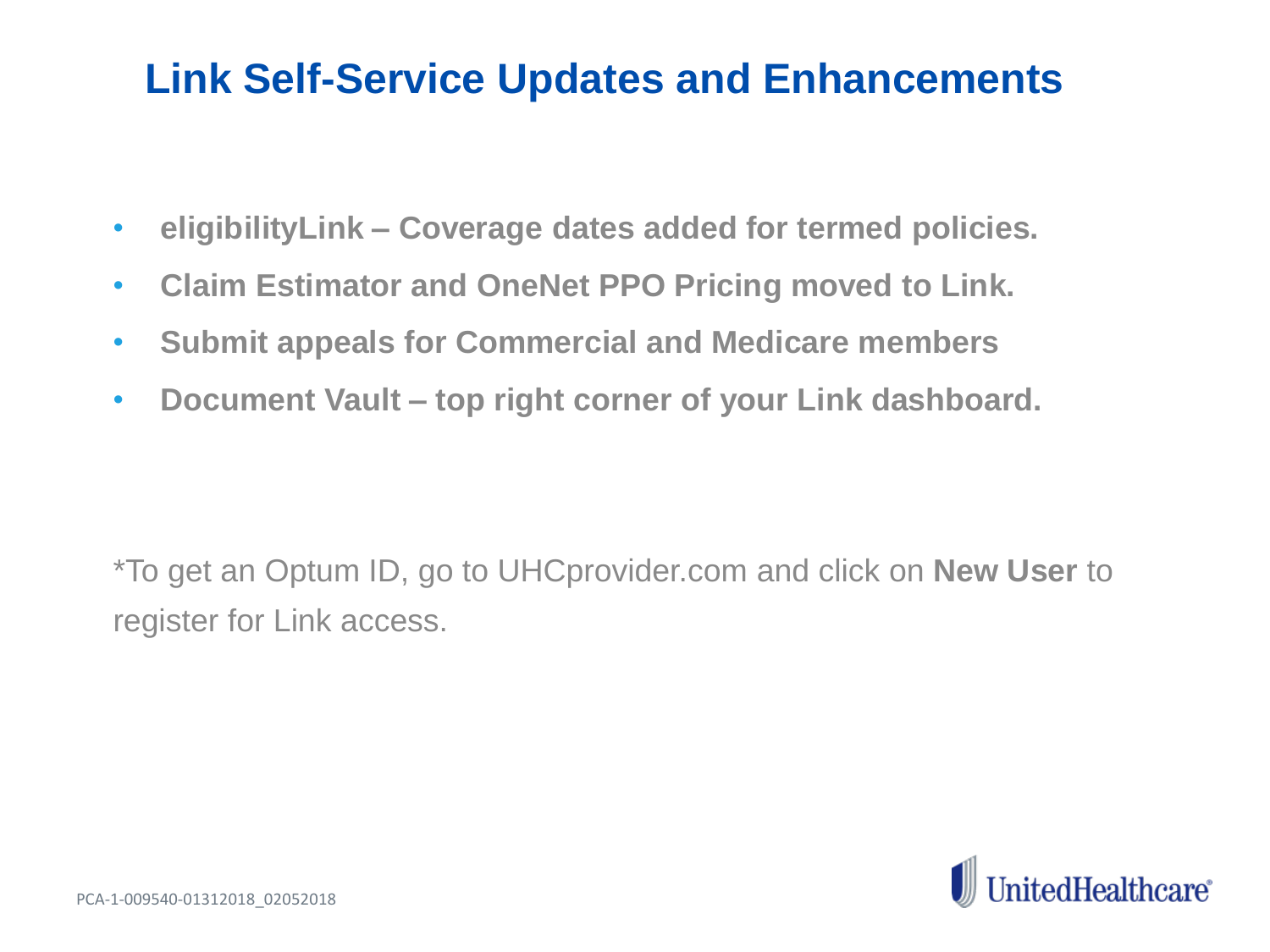# Link Self-Service Updates and Enhancements

- **eligibilityLink – Coverage dates added for termed policies.**
- **Claim Estimator and OneNet PPO Pricing moved to Link.**
- **Submit appeals for Commercial and Medicare members**
- **Document Vault – top right corner of your Link dashboard.**

*To get an Optum ID, go to UHCprovider.com and click on **New User** to register for Link access.

PCA-1-009540-01312018_02052018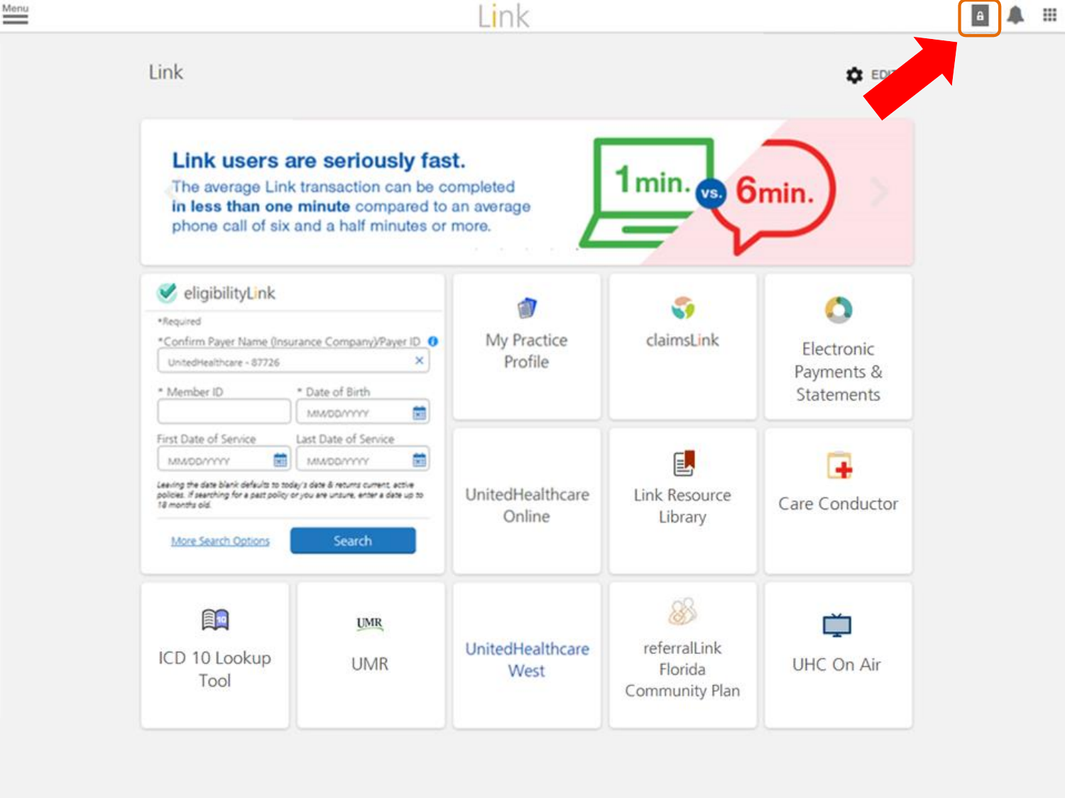Menu

Link

Link

EDIT

**Link users are seriously fast.**

The average Link transaction can be completed **in less than one minute** compared to an average phone call of six and a half minutes or more.

1 min. vs. 6 min.

eligibilityLink

*Required

*Confirm Payer Name (Insurance Company)/Payer ID

UnitedHealthcare - 87726

* Member ID

* Date of Birth

MM/DD/YYYY

First Date of Service

MM/DD/YYYY

Last Date of Service

MM/DD/YYYY

Leaving the date blank defaults to today's date & returns current, active policies. If searching for a past policy or you are unsure, enter a date up to 18 months old.

More Search Options

Search

My Practice Profile

claimsLink

Electronic Payments & Statements

UnitedHealthcare Online

Link Resource Library

Care Conductor

ICD 10 Lookup Tool

UMR

UnitedHealthcare West

referralLink Florida Community Plan

UHC On Air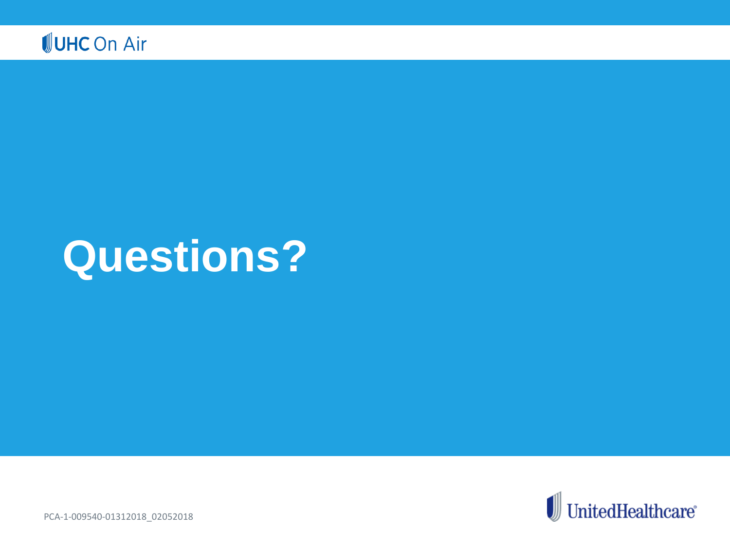UHC On Air

# Questions?

PCA-1-009540-01312018_02052018

UnitedHealthcare®